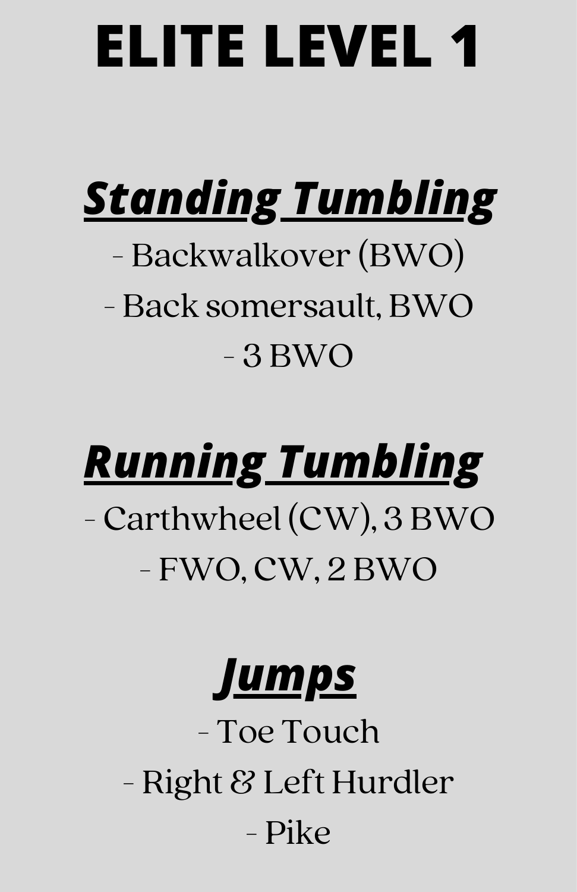# ELITE LEVEL 1

## ***Standing Tumbling***

- Backwalkover (BWO)
- Back somersault, BWO
- 3 BWO

## ***Running Tumbling***

- Carthwheel (CW), 3 BWO
- FWO, CW, 2 BWO

## ***Jumps***

- Toe Touch
- Right & Left Hurdler
- Pike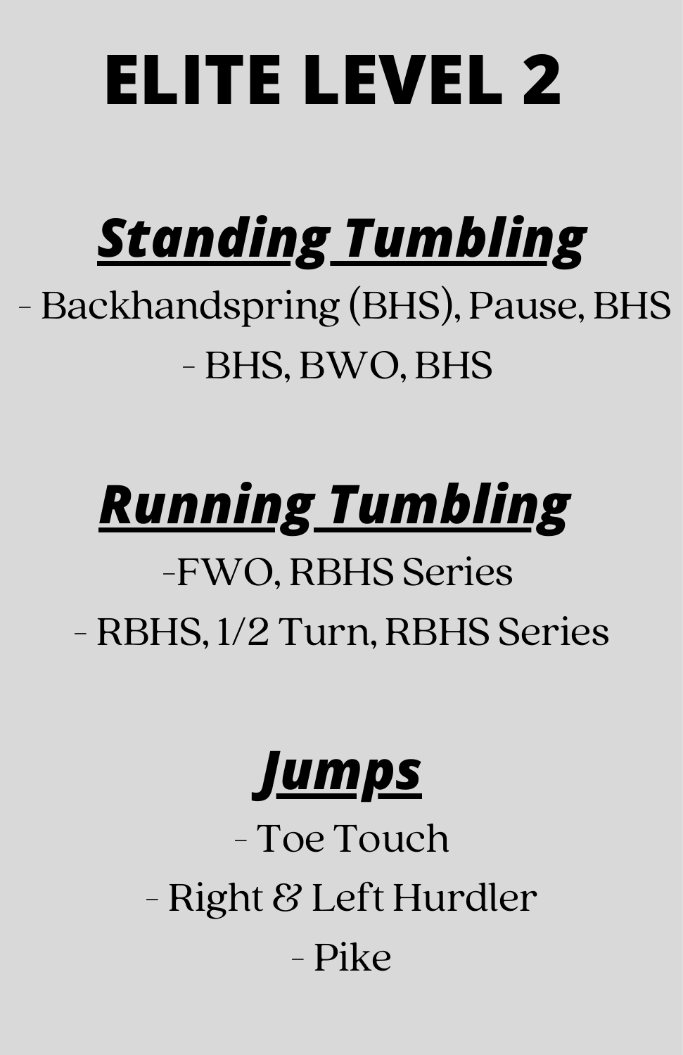# ELITE LEVEL 2

## ***Standing Tumbling***

- Backhandspring (BHS), Pause, BHS
- BHS, BWO, BHS

## ***Running Tumbling***

- FWO, RBHS Series
- RBHS, 1/2 Turn, RBHS Series

## ***Jumps***

- Toe Touch
- Right & Left Hurdler
- Pike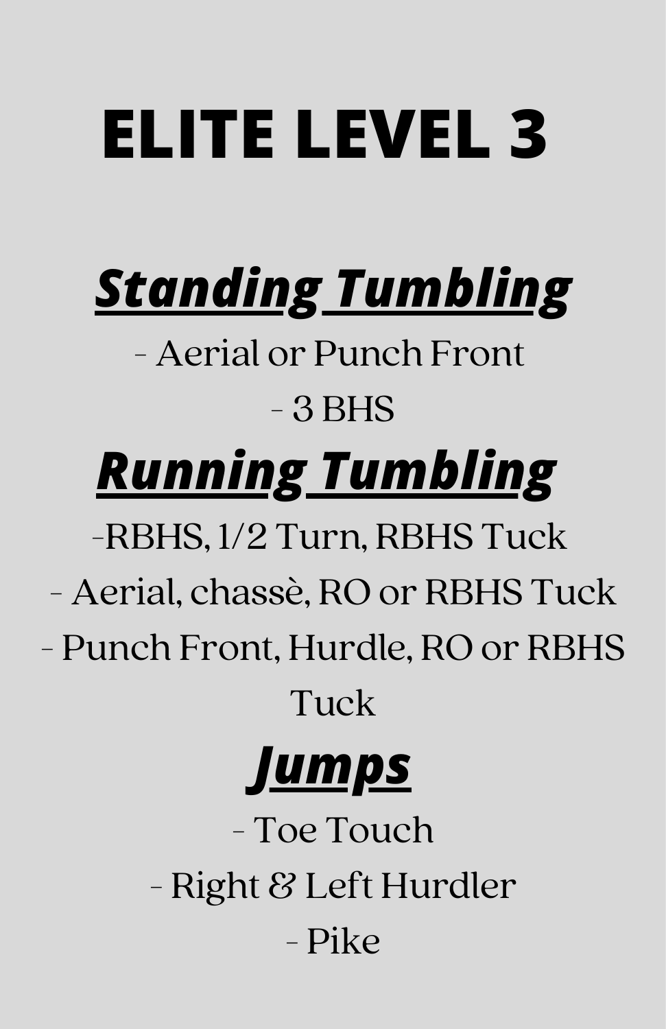# ELITE LEVEL 3

## ***Standing Tumbling***

- Aerial or Punch Front
- 3 BHS

## ***Running Tumbling***

-RBHS, 1/2 Turn, RBHS Tuck
- Aerial, chassè, RO or RBHS Tuck
- Punch Front, Hurdle, RO or RBHS Tuck

## ***Jumps***

- Toe Touch
- Right & Left Hurdler
- Pike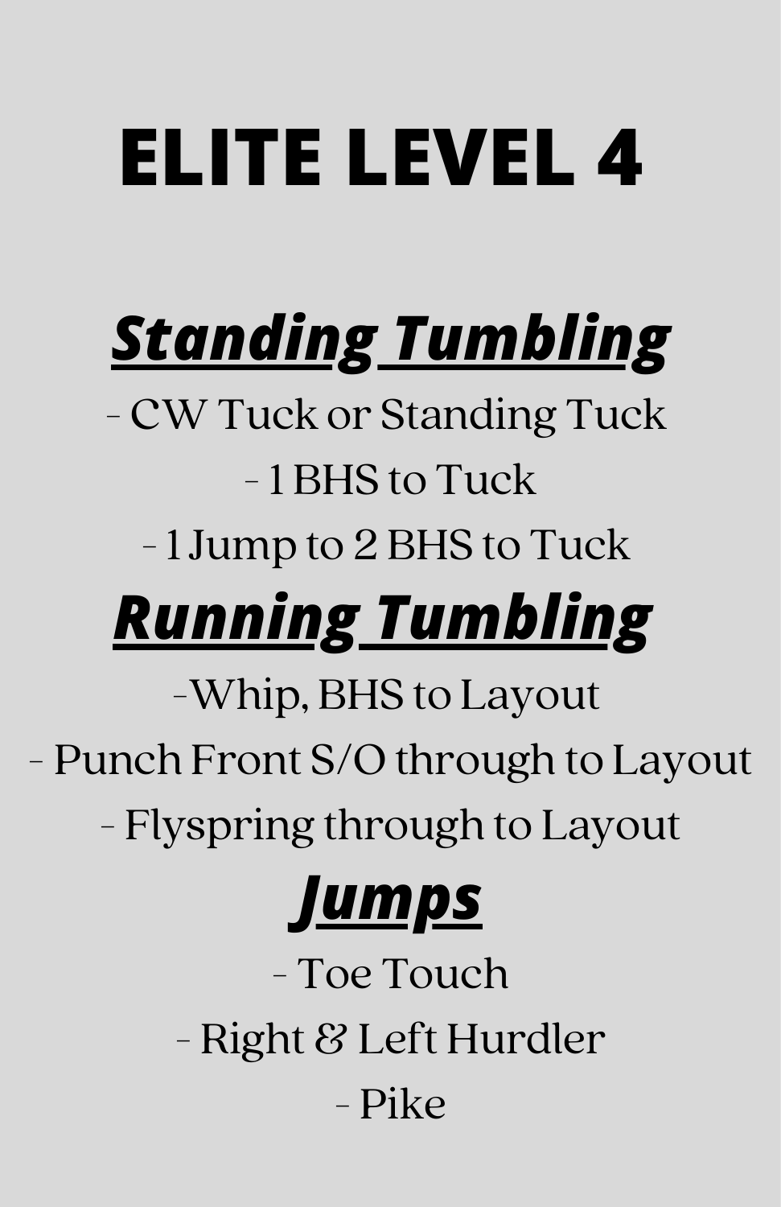# ELITE LEVEL 4

## ***Standing Tumbling***

- CW Tuck or Standing Tuck
- 1 BHS to Tuck
- 1 Jump to 2 BHS to Tuck

## ***Running Tumbling***

- Whip, BHS to Layout
- Punch Front S/O through to Layout
- Flyspring through to Layout

## ***Jumps***

- Toe Touch
- Right & Left Hurdler
- Pike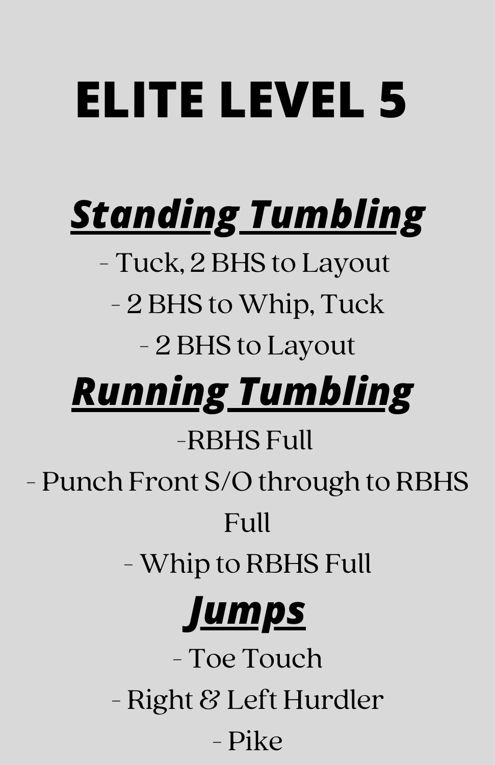# ELITE LEVEL 5

## ***Standing Tumbling***

- Tuck, 2 BHS to Layout
- 2 BHS to Whip, Tuck
- 2 BHS to Layout

## ***Running Tumbling***

-RBHS Full
- Punch Front S/O through to RBHS Full
- Whip to RBHS Full

## ***Jumps***

- Toe Touch
- Right & Left Hurdler
- Pike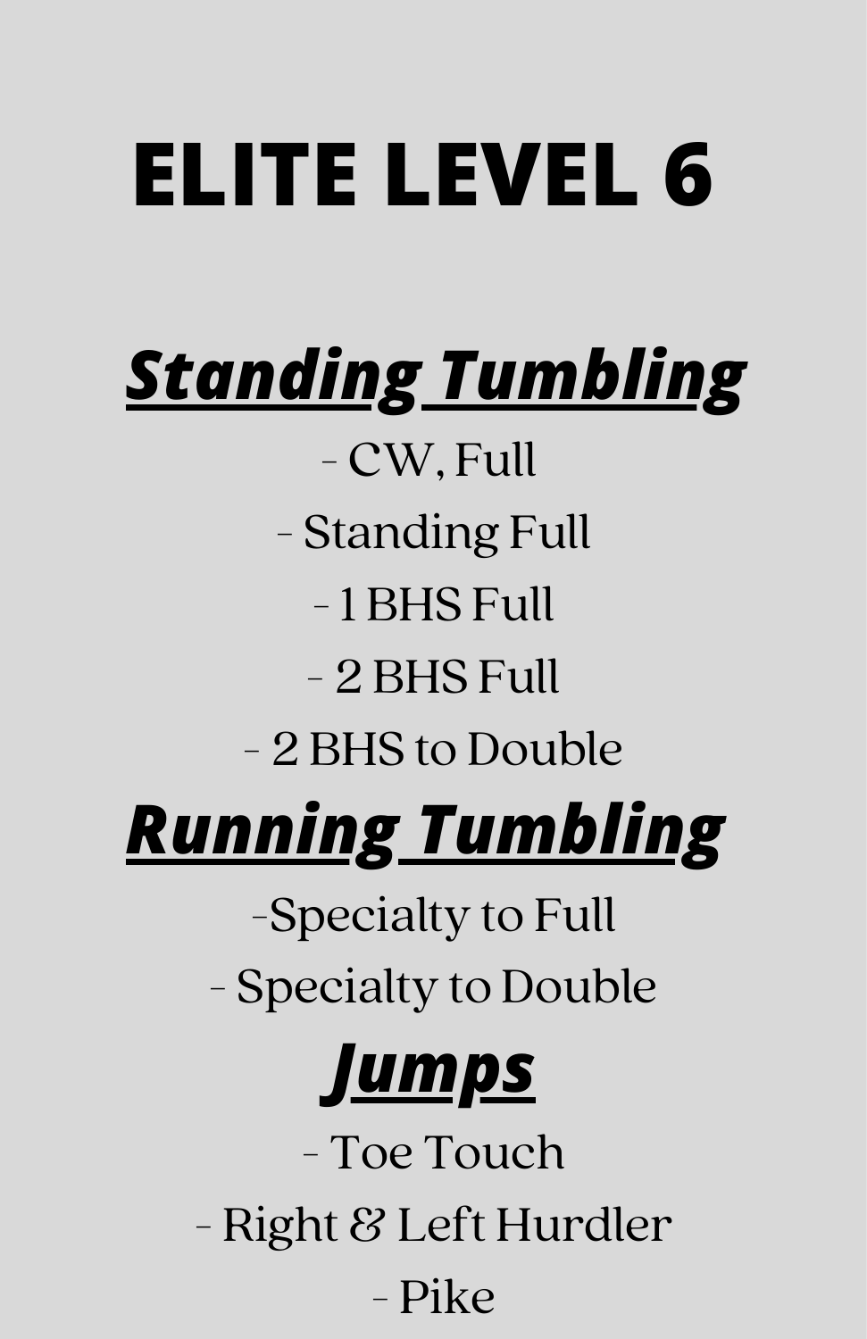# ELITE LEVEL 6

## ***Standing Tumbling***

- CW, Full
- Standing Full
- 1 BHS Full
- 2 BHS Full
- 2 BHS to Double

## ***Running Tumbling***

-Specialty to Full
- Specialty to Double

## ***Jumps***

- Toe Touch
- Right & Left Hurdler
- Pike